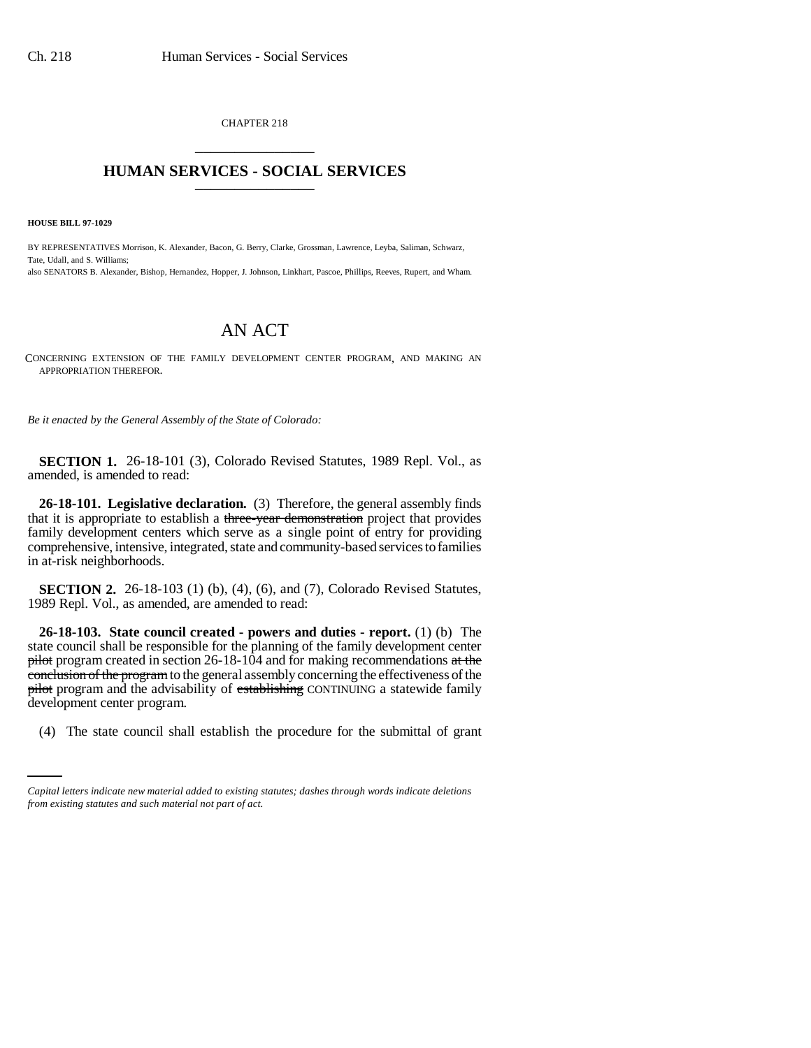CHAPTER 218

# HUMAN SERVICES - SOCIAL SERVICES

**HOUSE BILL 97-1029**

BY REPRESENTATIVES Morrison, K. Alexander, Bacon, G. Berry, Clarke, Grossman, Lawrence, Leyba, Saliman, Schwarz, Tate, Udall, and S. Williams;
also SENATORS B. Alexander, Bishop, Hernandez, Hopper, J. Johnson, Linkhart, Pascoe, Phillips, Reeves, Rupert, and Wham.

# AN ACT

CONCERNING EXTENSION OF THE FAMILY DEVELOPMENT CENTER PROGRAM, AND MAKING AN APPROPRIATION THEREFOR.

*Be it enacted by the General Assembly of the State of Colorado:*

**SECTION 1.** 26-18-101 (3), Colorado Revised Statutes, 1989 Repl. Vol., as amended, is amended to read:

**26-18-101. Legislative declaration.** (3) Therefore, the general assembly finds that it is appropriate to establish a ~~three-year demonstration~~ project that provides family development centers which serve as a single point of entry for providing comprehensive, intensive, integrated, state and community-based services to families in at-risk neighborhoods.

**SECTION 2.** 26-18-103 (1) (b), (4), (6), and (7), Colorado Revised Statutes, 1989 Repl. Vol., as amended, are amended to read:

**26-18-103. State council created - powers and duties - report.** (1) (b) The state council shall be responsible for the planning of the family development center ~~pilot~~ program created in section 26-18-104 and for making recommendations ~~at the conclusion of the program~~ to the general assembly concerning the effectiveness of the ~~pilot~~ program and the advisability of ~~establishing~~ CONTINUING a statewide family development center program.

(4) The state council shall establish the procedure for the submittal of grant

*Capital letters indicate new material added to existing statutes; dashes through words indicate deletions from existing statutes and such material not part of act.*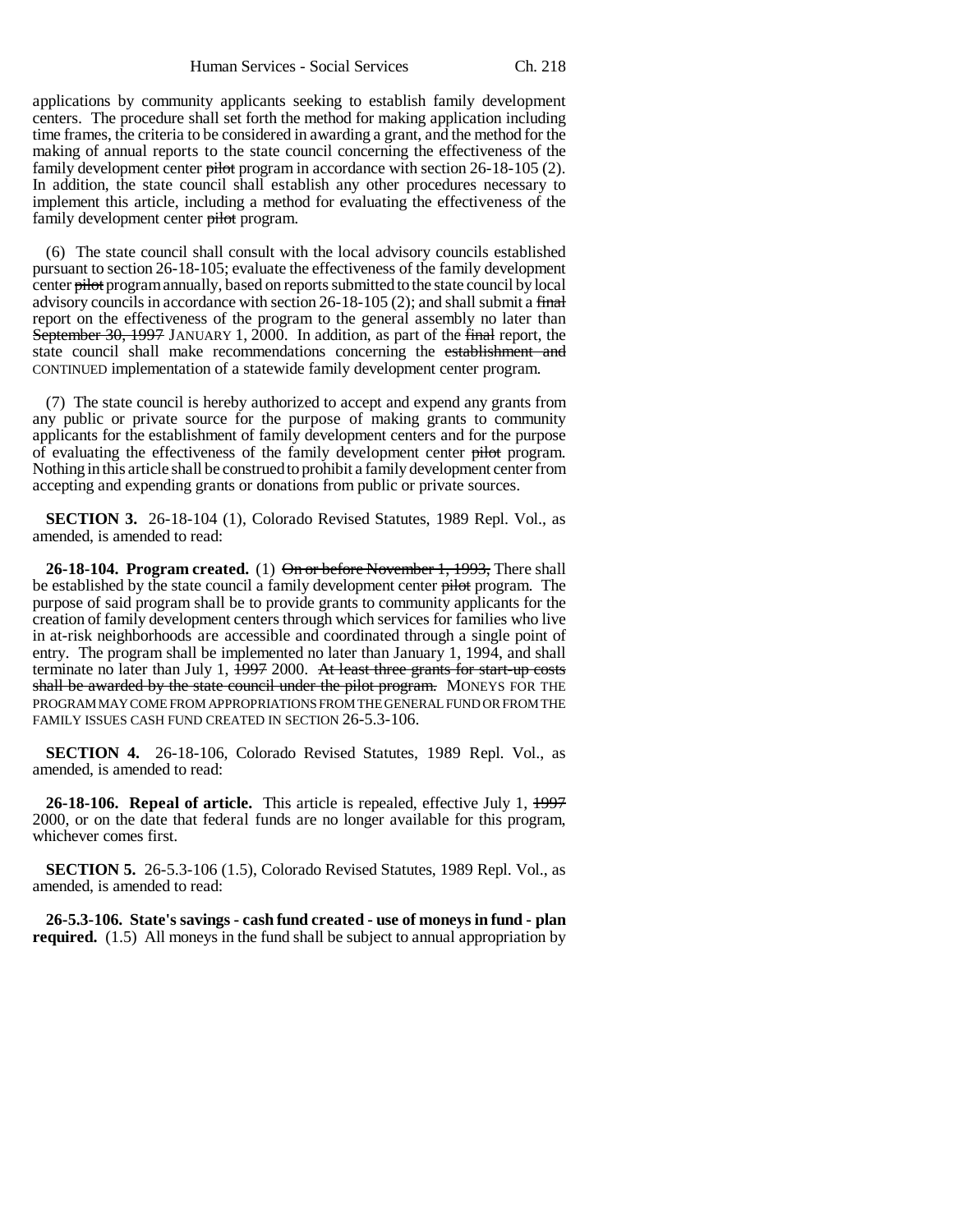applications by community applicants seeking to establish family development centers. The procedure shall set forth the method for making application including time frames, the criteria to be considered in awarding a grant, and the method for the making of annual reports to the state council concerning the effectiveness of the family development center ~~pilot~~ program in accordance with section 26-18-105 (2). In addition, the state council shall establish any other procedures necessary to implement this article, including a method for evaluating the effectiveness of the family development center ~~pilot~~ program.

(6) The state council shall consult with the local advisory councils established pursuant to section 26-18-105; evaluate the effectiveness of the family development center ~~pilot~~ program annually, based on reports submitted to the state council by local advisory councils in accordance with section 26-18-105 (2); and shall submit a ~~final~~ report on the effectiveness of the program to the general assembly no later than ~~September 30, 1997~~ JANUARY 1, 2000. In addition, as part of the ~~final~~ report, the state council shall make recommendations concerning the ~~establishment and~~ CONTINUED implementation of a statewide family development center program.

(7) The state council is hereby authorized to accept and expend any grants from any public or private source for the purpose of making grants to community applicants for the establishment of family development centers and for the purpose of evaluating the effectiveness of the family development center ~~pilot~~ program. Nothing in this article shall be construed to prohibit a family development center from accepting and expending grants or donations from public or private sources.

**SECTION 3.** 26-18-104 (1), Colorado Revised Statutes, 1989 Repl. Vol., as amended, is amended to read:

**26-18-104. Program created.** (1) ~~On or before November 1, 1993,~~ There shall be established by the state council a family development center ~~pilot~~ program. The purpose of said program shall be to provide grants to community applicants for the creation of family development centers through which services for families who live in at-risk neighborhoods are accessible and coordinated through a single point of entry. The program shall be implemented no later than January 1, 1994, and shall terminate no later than July 1, ~~1997~~ 2000. ~~At least three grants for start-up costs shall be awarded by the state council under the pilot program.~~ MONEYS FOR THE PROGRAM MAY COME FROM APPROPRIATIONS FROM THE GENERAL FUND OR FROM THE FAMILY ISSUES CASH FUND CREATED IN SECTION 26-5.3-106.

**SECTION 4.** 26-18-106, Colorado Revised Statutes, 1989 Repl. Vol., as amended, is amended to read:

**26-18-106. Repeal of article.** This article is repealed, effective July 1, ~~1997~~ 2000, or on the date that federal funds are no longer available for this program, whichever comes first.

**SECTION 5.** 26-5.3-106 (1.5), Colorado Revised Statutes, 1989 Repl. Vol., as amended, is amended to read:

**26-5.3-106. State's savings - cash fund created - use of moneys in fund - plan required.** (1.5) All moneys in the fund shall be subject to annual appropriation by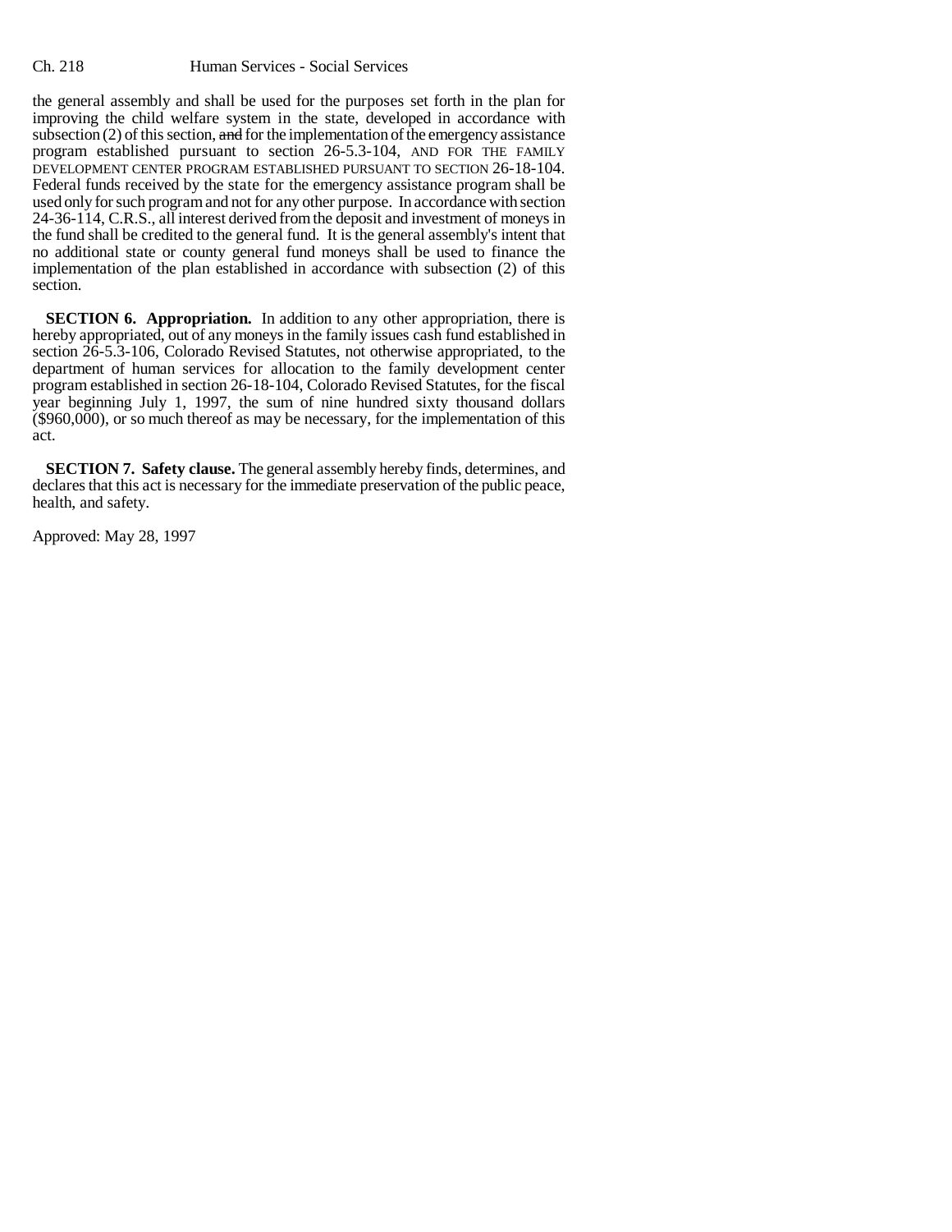the general assembly and shall be used for the purposes set forth in the plan for improving the child welfare system in the state, developed in accordance with subsection (2) of this section, ~~and~~ for the implementation of the emergency assistance program established pursuant to section 26-5.3-104, AND FOR THE FAMILY DEVELOPMENT CENTER PROGRAM ESTABLISHED PURSUANT TO SECTION 26-18-104. Federal funds received by the state for the emergency assistance program shall be used only for such program and not for any other purpose. In accordance with section 24-36-114, C.R.S., all interest derived from the deposit and investment of moneys in the fund shall be credited to the general fund. It is the general assembly's intent that no additional state or county general fund moneys shall be used to finance the implementation of the plan established in accordance with subsection (2) of this section.

**SECTION 6. Appropriation.** In addition to any other appropriation, there is hereby appropriated, out of any moneys in the family issues cash fund established in section 26-5.3-106, Colorado Revised Statutes, not otherwise appropriated, to the department of human services for allocation to the family development center program established in section 26-18-104, Colorado Revised Statutes, for the fiscal year beginning July 1, 1997, the sum of nine hundred sixty thousand dollars ($960,000), or so much thereof as may be necessary, for the implementation of this act.

**SECTION 7. Safety clause.** The general assembly hereby finds, determines, and declares that this act is necessary for the immediate preservation of the public peace, health, and safety.

Approved: May 28, 1997